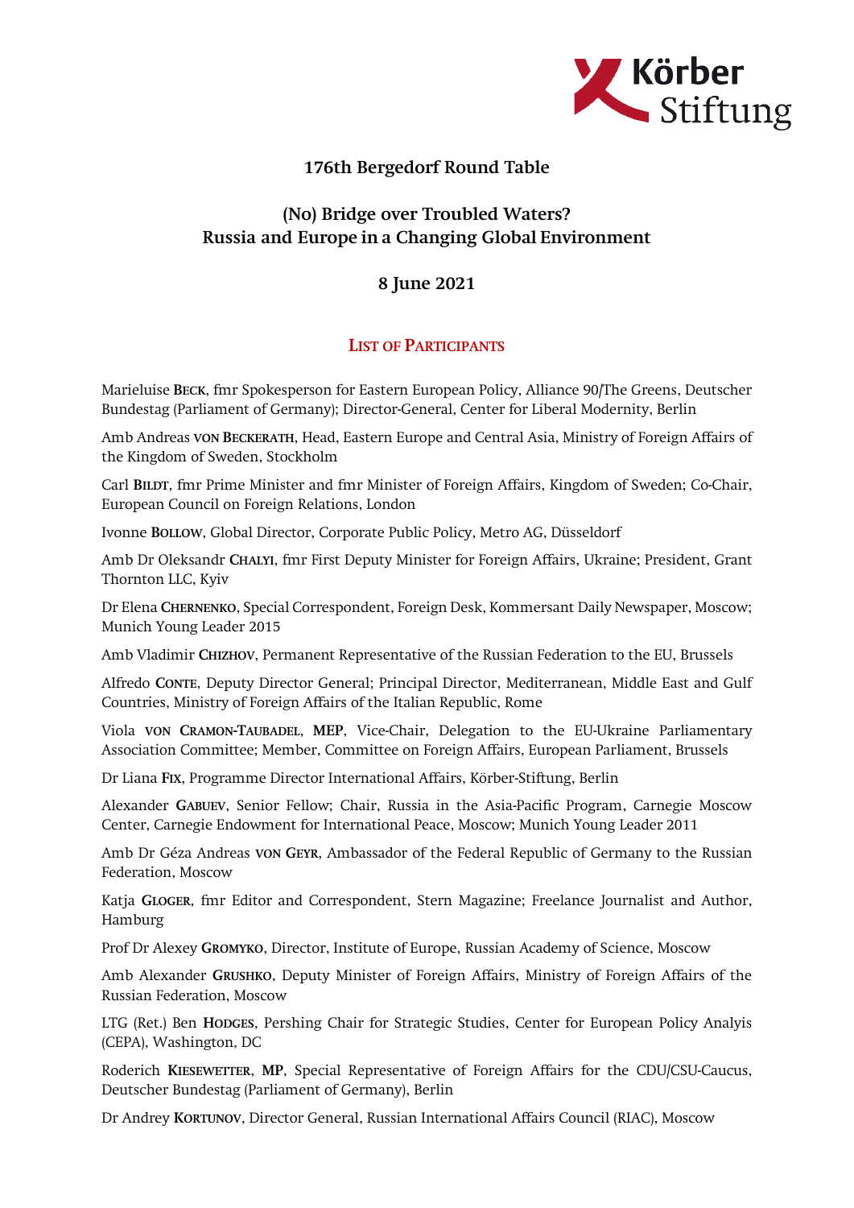Körber Stiftung

# 176th Bergedorf Round Table

## (No) Bridge over Troubled Waters? Russia and Europe in a Changing Global Environment

### 8 June 2021

### List of Participants

Marieluise **Beck**, fmr Spokesperson for Eastern European Policy, Alliance 90/The Greens, Deutscher Bundestag (Parliament of Germany); Director-General, Center for Liberal Modernity, Berlin

Amb Andreas **von Beckerath**, Head, Eastern Europe and Central Asia, Ministry of Foreign Affairs of the Kingdom of Sweden, Stockholm

Carl **Bildt**, fmr Prime Minister and fmr Minister of Foreign Affairs, Kingdom of Sweden; Co-Chair, European Council on Foreign Relations, London

Ivonne **Bollow**, Global Director, Corporate Public Policy, Metro AG, Düsseldorf

Amb Dr Oleksandr **Chalyi**, fmr First Deputy Minister for Foreign Affairs, Ukraine; President, Grant Thornton LLC, Kyiv

Dr Elena **Chernenko**, Special Correspondent, Foreign Desk, Kommersant Daily Newspaper, Moscow; Munich Young Leader 2015

Amb Vladimir **Chizhov**, Permanent Representative of the Russian Federation to the EU, Brussels

Alfredo **Conte**, Deputy Director General; Principal Director, Mediterranean, Middle East and Gulf Countries, Ministry of Foreign Affairs of the Italian Republic, Rome

Viola **von Cramon-Taubadel**, **MEP**, Vice-Chair, Delegation to the EU-Ukraine Parliamentary Association Committee; Member, Committee on Foreign Affairs, European Parliament, Brussels

Dr Liana **Fix**, Programme Director International Affairs, Körber-Stiftung, Berlin

Alexander **Gabuev**, Senior Fellow; Chair, Russia in the Asia-Pacific Program, Carnegie Moscow Center, Carnegie Endowment for International Peace, Moscow; Munich Young Leader 2011

Amb Dr Géza Andreas **von Geyr**, Ambassador of the Federal Republic of Germany to the Russian Federation, Moscow

Katja **Gloger**, fmr Editor and Correspondent, Stern Magazine; Freelance Journalist and Author, Hamburg

Prof Dr Alexey **Gromyko**, Director, Institute of Europe, Russian Academy of Science, Moscow

Amb Alexander **Grushko**, Deputy Minister of Foreign Affairs, Ministry of Foreign Affairs of the Russian Federation, Moscow

LTG (Ret.) Ben **Hodges**, Pershing Chair for Strategic Studies, Center for European Policy Analyis (CEPA), Washington, DC

Roderich **Kiesewetter**, **MP**, Special Representative of Foreign Affairs for the CDU/CSU-Caucus, Deutscher Bundestag (Parliament of Germany), Berlin

Dr Andrey **Kortunov**, Director General, Russian International Affairs Council (RIAC), Moscow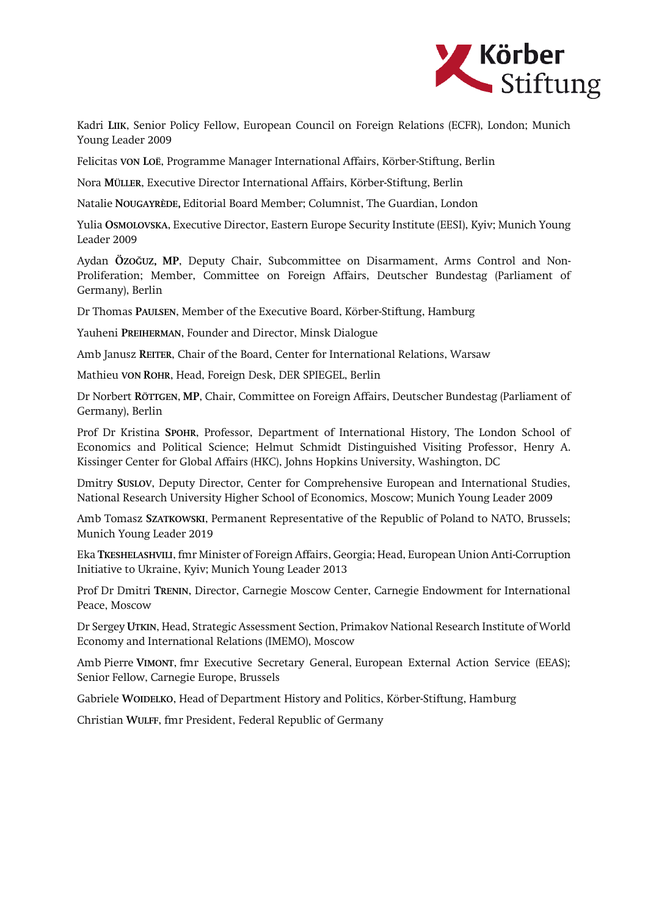Kadri **LIIK**, Senior Policy Fellow, European Council on Foreign Relations (ECFR), London; Munich Young Leader 2009

Felicitas **VON LOË**, Programme Manager International Affairs, Körber-Stiftung, Berlin

Nora **MÜLLER**, Executive Director International Affairs, Körber-Stiftung, Berlin

Natalie **NOUGAYRÈDE**, Editorial Board Member; Columnist, The Guardian, London

Yulia **OSMOLOVSKA**, Executive Director, Eastern Europe Security Institute (EESI), Kyiv; Munich Young Leader 2009

Aydan **ÖZOĞUZ, MP**, Deputy Chair, Subcommittee on Disarmament, Arms Control and Non-Proliferation; Member, Committee on Foreign Affairs, Deutscher Bundestag (Parliament of Germany), Berlin

Dr Thomas **PAULSEN**, Member of the Executive Board, Körber-Stiftung, Hamburg

Yauheni **PREIHERMAN**, Founder and Director, Minsk Dialogue

Amb Janusz **REITER**, Chair of the Board, Center for International Relations, Warsaw

Mathieu **VON ROHR**, Head, Foreign Desk, DER SPIEGEL, Berlin

Dr Norbert **RÖTTGEN**, **MP**, Chair, Committee on Foreign Affairs, Deutscher Bundestag (Parliament of Germany), Berlin

Prof Dr Kristina **SPOHR**, Professor, Department of International History, The London School of Economics and Political Science; Helmut Schmidt Distinguished Visiting Professor, Henry A. Kissinger Center for Global Affairs (HKC), Johns Hopkins University, Washington, DC

Dmitry **SUSLOV**, Deputy Director, Center for Comprehensive European and International Studies, National Research University Higher School of Economics, Moscow; Munich Young Leader 2009

Amb Tomasz **SZATKOWSKI**, Permanent Representative of the Republic of Poland to NATO, Brussels; Munich Young Leader 2019

Eka **TKESHELASHVILI**, fmr Minister of Foreign Affairs, Georgia; Head, European Union Anti-Corruption Initiative to Ukraine, Kyiv; Munich Young Leader 2013

Prof Dr Dmitri **TRENIN**, Director, Carnegie Moscow Center, Carnegie Endowment for International Peace, Moscow

Dr Sergey **UTKIN**, Head, Strategic Assessment Section, Primakov National Research Institute of World Economy and International Relations (IMEMO), Moscow

Amb Pierre **VIMONT**, fmr Executive Secretary General, European External Action Service (EEAS); Senior Fellow, Carnegie Europe, Brussels

Gabriele **WOIDELKO**, Head of Department History and Politics, Körber-Stiftung, Hamburg

Christian **WULFF**, fmr President, Federal Republic of Germany